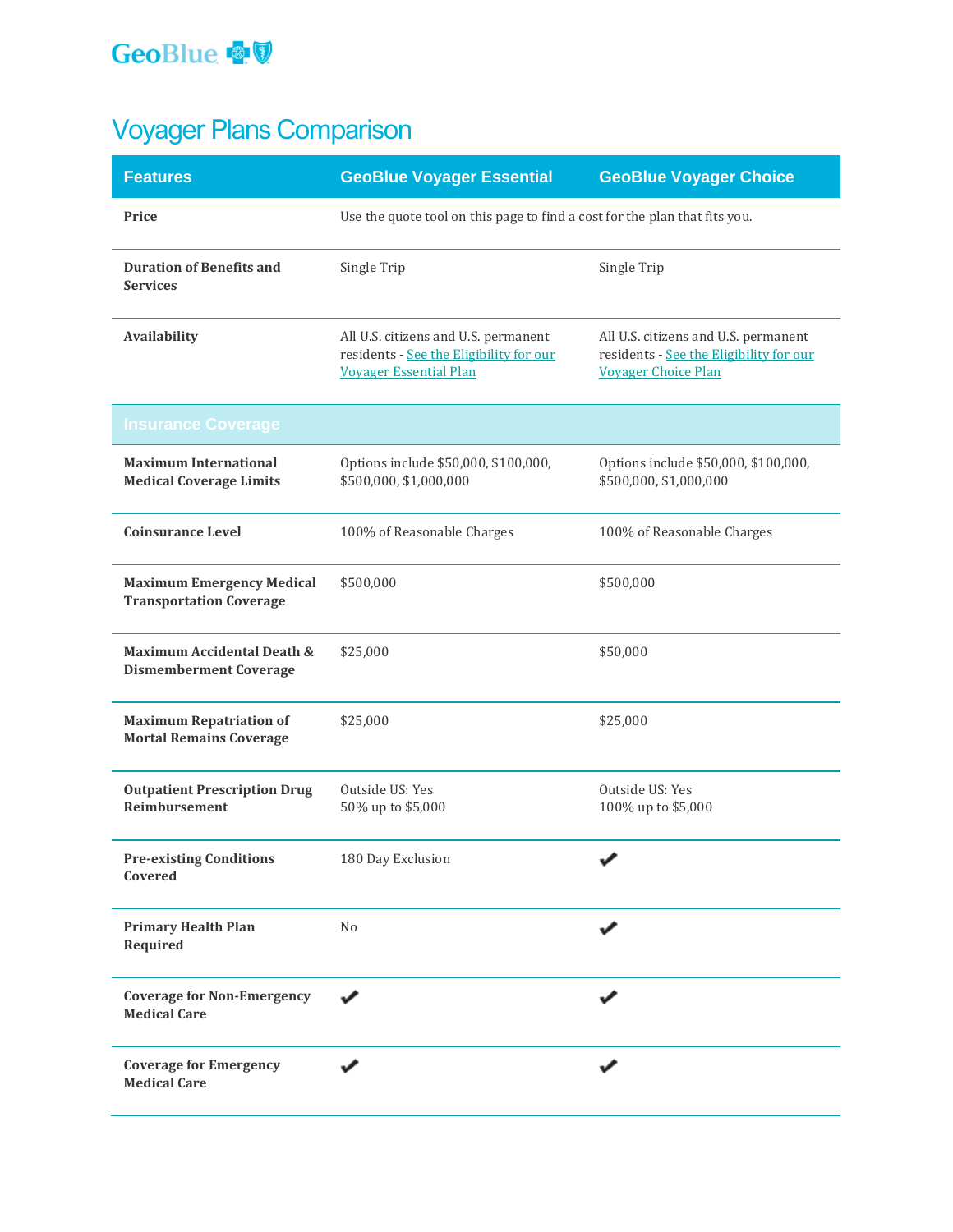GeoBlue

# Voyager Plans Comparison

| Features | GeoBlue Voyager Essential | GeoBlue Voyager Choice |
|---|---|---|
| **Price** | Use the quote tool on this page to find a cost for the plan that fits you. | |
| **Duration of Benefits and Services** | Single Trip | Single Trip |
| **Availability** | All U.S. citizens and U.S. permanent residents - See the Eligibility for our Voyager Essential Plan | All U.S. citizens and U.S. permanent residents - See the Eligibility for our Voyager Choice Plan |
| **Insurance Coverage** | | |
| **Maximum International Medical Coverage Limits** | Options include $50,000, $100,000, $500,000, $1,000,000 | Options include $50,000, $100,000, $500,000, $1,000,000 |
| **Coinsurance Level** | 100% of Reasonable Charges | 100% of Reasonable Charges |
| **Maximum Emergency Medical Transportation Coverage** | $500,000 | $500,000 |
| **Maximum Accidental Death & Dismemberment Coverage** | $25,000 | $50,000 |
| **Maximum Repatriation of Mortal Remains Coverage** | $25,000 | $25,000 |
| **Outpatient Prescription Drug Reimbursement** | Outside US: Yes<br>50% up to $5,000 | Outside US: Yes<br>100% up to $5,000 |
| **Pre-existing Conditions Covered** | 180 Day Exclusion | ✔ |
| **Primary Health Plan Required** | No | ✔ |
| **Coverage for Non-Emergency Medical Care** | ✔ | ✔ |
| **Coverage for Emergency Medical Care** | ✔ | ✔ |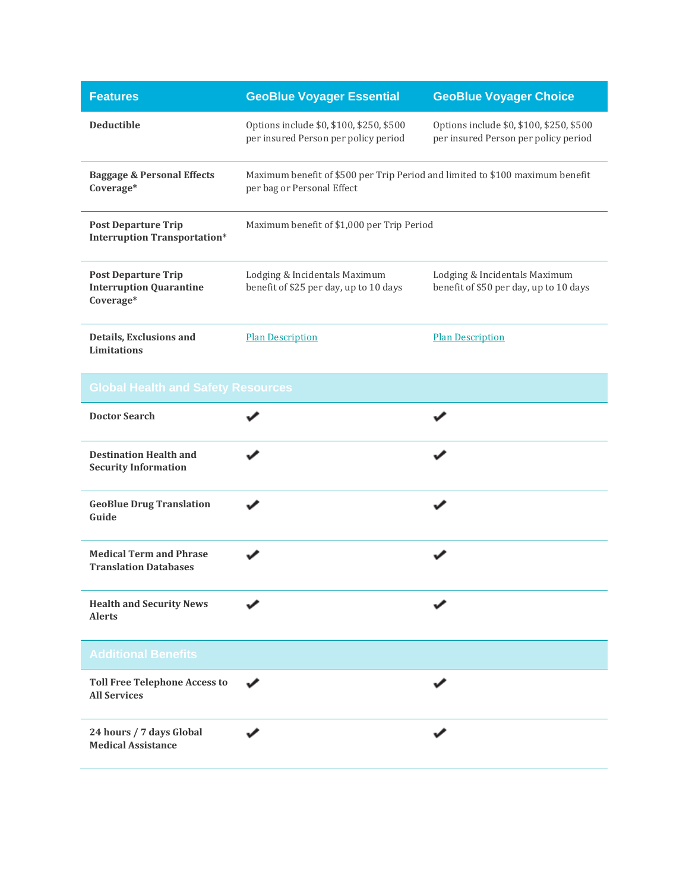| Features | GeoBlue Voyager Essential | GeoBlue Voyager Choice |
|---|---|---|
| **Deductible** | Options include $0, $100, $250, $500 per insured Person per policy period | Options include $0, $100, $250, $500 per insured Person per policy period |
| **Baggage & Personal Effects Coverage*** | Maximum benefit of $500 per Trip Period and limited to $100 maximum benefit per bag or Personal Effect | |
| **Post Departure Trip Interruption Transportation*** | Maximum benefit of $1,000 per Trip Period | |
| **Post Departure Trip Interruption Quarantine Coverage*** | Lodging & Incidentals Maximum benefit of $25 per day, up to 10 days | Lodging & Incidentals Maximum benefit of $50 per day, up to 10 days |
| **Details, Exclusions and Limitations** | Plan Description | Plan Description |
| **Global Health and Safety Resources** | | |
| **Doctor Search** | ✔ | ✔ |
| **Destination Health and Security Information** | ✔ | ✔ |
| **GeoBlue Drug Translation Guide** | ✔ | ✔ |
| **Medical Term and Phrase Translation Databases** | ✔ | ✔ |
| **Health and Security News Alerts** | ✔ | ✔ |
| **Additional Benefits** | | |
| **Toll Free Telephone Access to All Services** | ✔ | ✔ |
| **24 hours / 7 days Global Medical Assistance** | ✔ | ✔ |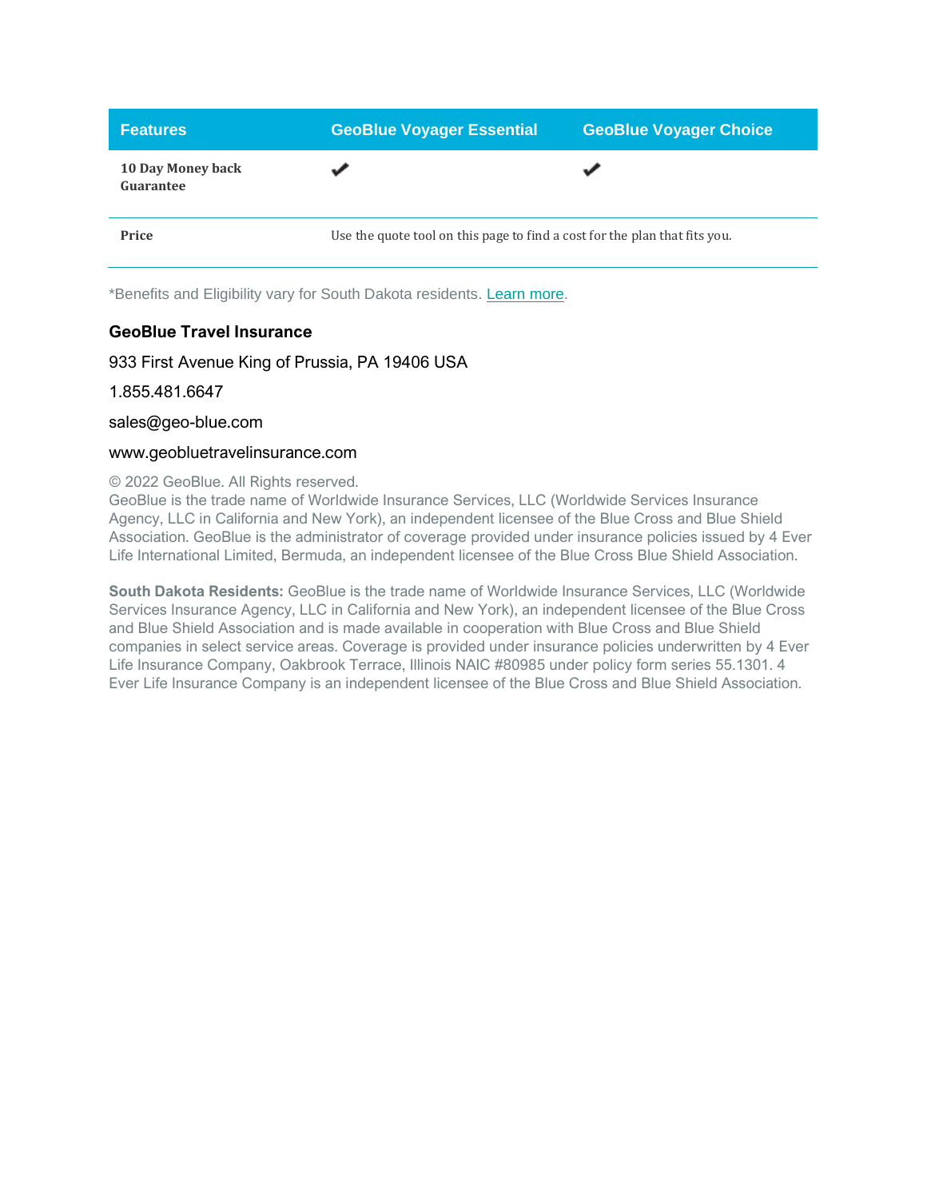| Features | GeoBlue Voyager Essential | GeoBlue Voyager Choice |
|---|---|---|
| **10 Day Money back Guarantee** | ✔ | ✔ |
| **Price** | Use the quote tool on this page to find a cost for the plan that fits you. | |

*Benefits and Eligibility vary for South Dakota residents. Learn more.

**GeoBlue Travel Insurance**

933 First Avenue King of Prussia, PA 19406 USA

1.855.481.6647

sales@geo-blue.com

www.geobluetravelinsurance.com

© 2022 GeoBlue. All Rights reserved.
GeoBlue is the trade name of Worldwide Insurance Services, LLC (Worldwide Services Insurance Agency, LLC in California and New York), an independent licensee of the Blue Cross and Blue Shield Association. GeoBlue is the administrator of coverage provided under insurance policies issued by 4 Ever Life International Limited, Bermuda, an independent licensee of the Blue Cross Blue Shield Association.

**South Dakota Residents:** GeoBlue is the trade name of Worldwide Insurance Services, LLC (Worldwide Services Insurance Agency, LLC in California and New York), an independent licensee of the Blue Cross and Blue Shield Association and is made available in cooperation with Blue Cross and Blue Shield companies in select service areas. Coverage is provided under insurance policies underwritten by 4 Ever Life Insurance Company, Oakbrook Terrace, Illinois NAIC #80985 under policy form series 55.1301. 4 Ever Life Insurance Company is an independent licensee of the Blue Cross and Blue Shield Association.